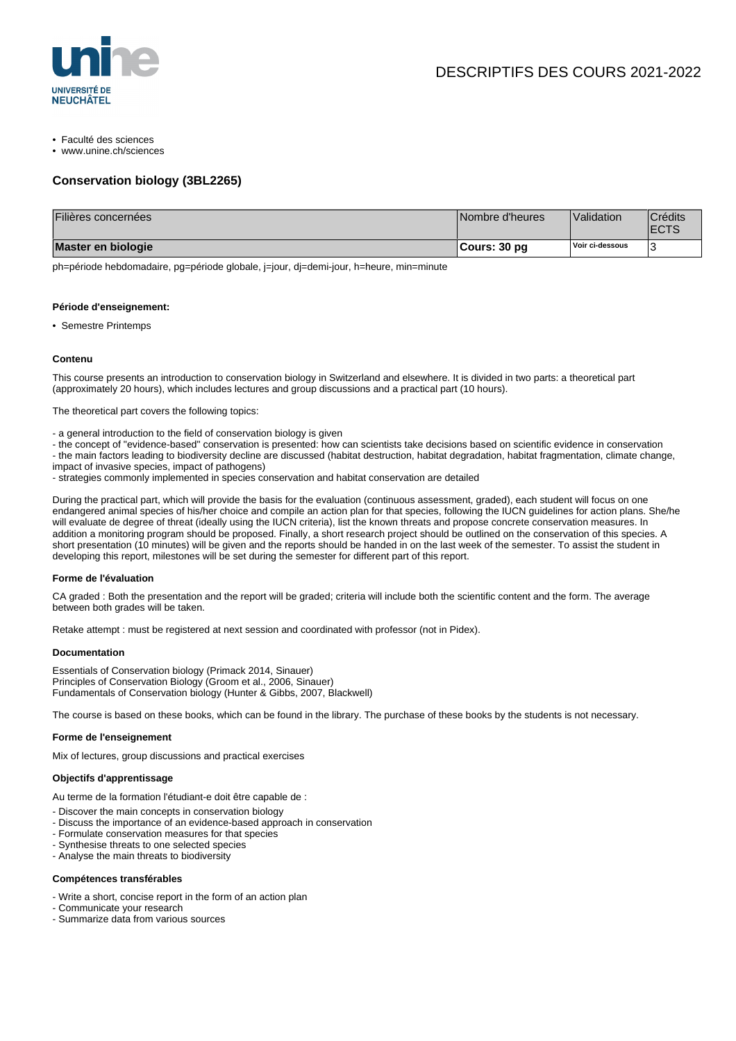DESCRIPTIFS DES COURS 2021-2022

- Faculté des sciences
- www.unine.ch/sciences

## Conservation biology (3BL2265)

| Filières concernées | Nombre d'heures | Validation | Crédits ECTS |
|---|---|---|---|
| **Master en biologie** | **Cours: 30 pg** | **Voir ci-dessous** | 3 |

ph=période hebdomadaire, pg=période globale, j=jour, dj=demi-jour, h=heure, min=minute

#### Période d'enseignement:

- Semestre Printemps

#### Contenu

This course presents an introduction to conservation biology in Switzerland and elsewhere. It is divided in two parts: a theoretical part (approximately 20 hours), which includes lectures and group discussions and a practical part (10 hours).

The theoretical part covers the following topics:

- a general introduction to the field of conservation biology is given
- the concept of "evidence-based" conservation is presented: how can scientists take decisions based on scientific evidence in conservation
- the main factors leading to biodiversity decline are discussed (habitat destruction, habitat degradation, habitat fragmentation, climate change, impact of invasive species, impact of pathogens)
- strategies commonly implemented in species conservation and habitat conservation are detailed

During the practical part, which will provide the basis for the evaluation (continuous assessment, graded), each student will focus on one endangered animal species of his/her choice and compile an action plan for that species, following the IUCN guidelines for action plans. She/he will evaluate de degree of threat (ideally using the IUCN criteria), list the known threats and propose concrete conservation measures. In addition a monitoring program should be proposed. Finally, a short research project should be outlined on the conservation of this species. A short presentation (10 minutes) will be given and the reports should be handed in on the last week of the semester. To assist the student in developing this report, milestones will be set during the semester for different part of this report.

#### Forme de l'évaluation

CA graded : Both the presentation and the report will be graded; criteria will include both the scientific content and the form. The average between both grades will be taken.

Retake attempt : must be registered at next session and coordinated with professor (not in Pidex).

#### Documentation

Essentials of Conservation biology (Primack 2014, Sinauer)
Principles of Conservation Biology (Groom et al., 2006, Sinauer)
Fundamentals of Conservation biology (Hunter & Gibbs, 2007, Blackwell)

The course is based on these books, which can be found in the library. The purchase of these books by the students is not necessary.

#### Forme de l'enseignement

Mix of lectures, group discussions and practical exercises

#### Objectifs d'apprentissage

Au terme de la formation l'étudiant-e doit être capable de :

- Discover the main concepts in conservation biology
- Discuss the importance of an evidence-based approach in conservation
- Formulate conservation measures for that species
- Synthesise threats to one selected species
- Analyse the main threats to biodiversity

#### Compétences transférables

- Write a short, concise report in the form of an action plan
- Communicate your research
- Summarize data from various sources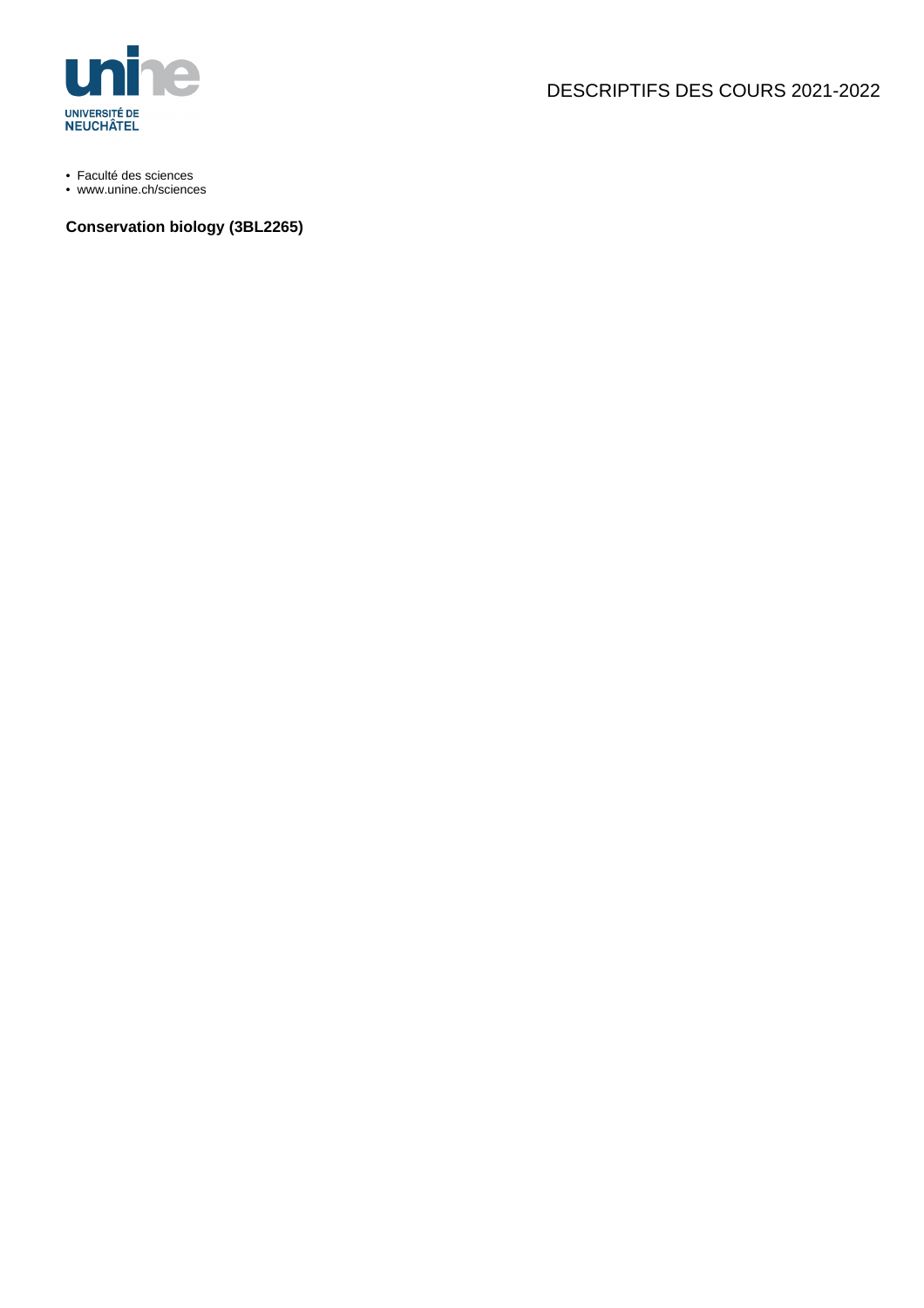- Faculté des sciences
- www.unine.ch/sciences

**Conservation biology (3BL2265)**